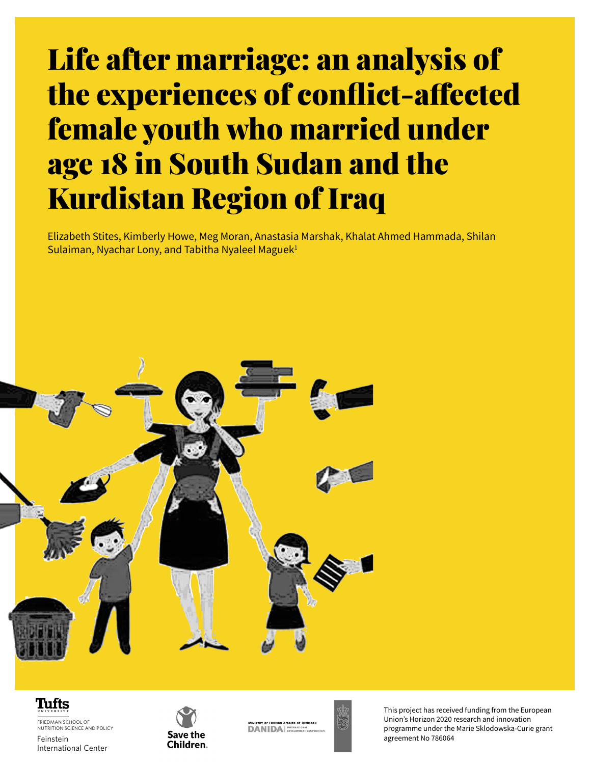# Life after marriage: an analysis of the experiences of conflict-affected female youth who married under age 18 in South Sudan and the Kurdistan Region of Iraq

Elizabeth Stites, Kimberly Howe, Meg Moran, Anastasia Marshak, Khalat Ahmed Hammada, Shilan Sulaiman, Nyachar Lony, and Tabitha Nyaleel Maguek[1]

Tufts University
FRIEDMAN SCHOOL OF NUTRITION SCIENCE AND POLICY
Feinstein International Center

Save the Children.

MINISTRY OF FOREIGN AFFAIRS OF DENMARK
DANIDA | INTERNATIONAL DEVELOPMENT COOPERATION

This project has received funding from the European Union's Horizon 2020 research and innovation programme under the Marie Sklodowska-Curie grant agreement No 786064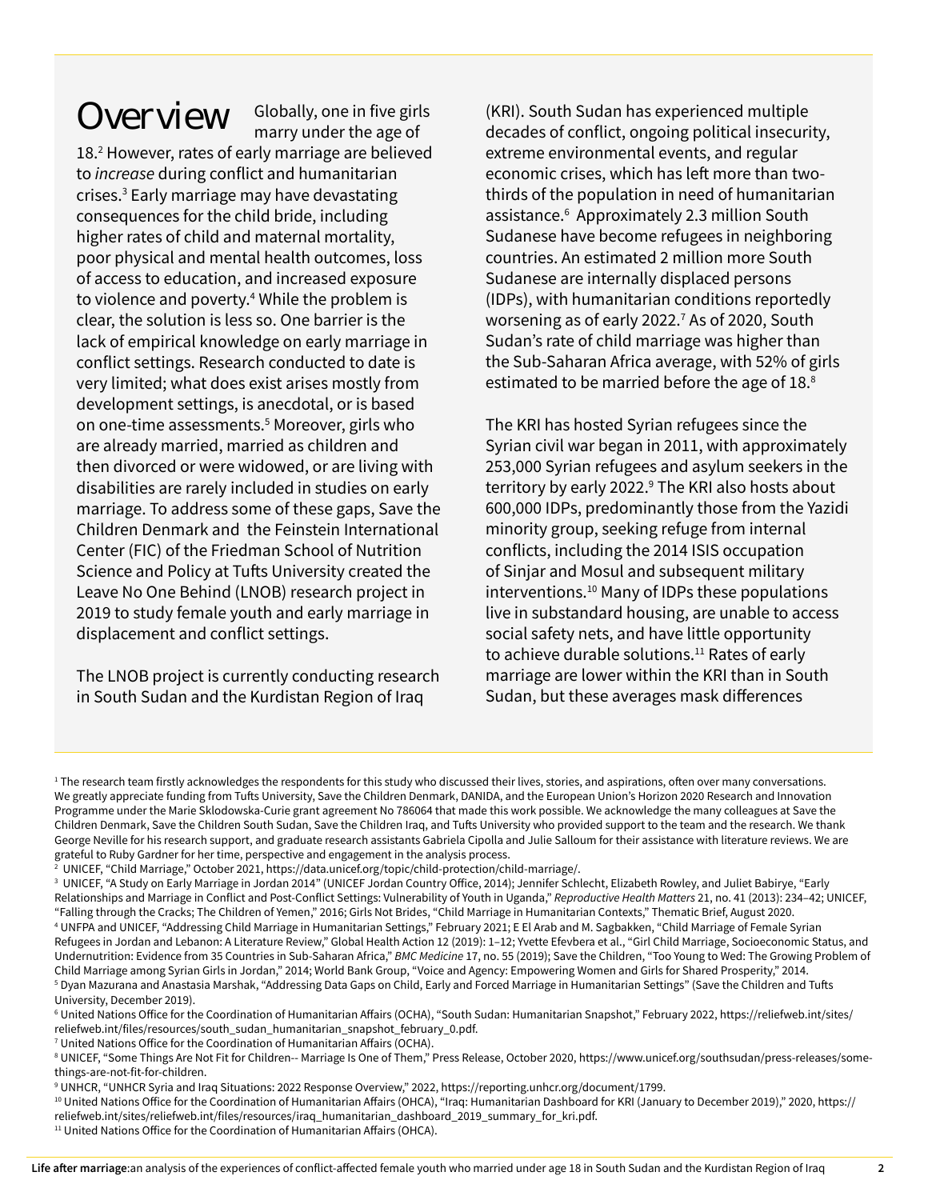# Overview

Globally, one in five girls marry under the age of 18.[2] However, rates of early marriage are believed to *increase* during conflict and humanitarian crises.[3] Early marriage may have devastating consequences for the child bride, including higher rates of child and maternal mortality, poor physical and mental health outcomes, loss of access to education, and increased exposure to violence and poverty.[4] While the problem is clear, the solution is less so. One barrier is the lack of empirical knowledge on early marriage in conflict settings. Research conducted to date is very limited; what does exist arises mostly from development settings, is anecdotal, or is based on one-time assessments.[5] Moreover, girls who are already married, married as children and then divorced or were widowed, or are living with disabilities are rarely included in studies on early marriage. To address some of these gaps, Save the Children Denmark and the Feinstein International Center (FIC) of the Friedman School of Nutrition Science and Policy at Tufts University created the Leave No One Behind (LNOB) research project in 2019 to study female youth and early marriage in displacement and conflict settings.

The LNOB project is currently conducting research in South Sudan and the Kurdistan Region of Iraq (KRI). South Sudan has experienced multiple decades of conflict, ongoing political insecurity, extreme environmental events, and regular economic crises, which has left more than two-thirds of the population in need of humanitarian assistance.[6] Approximately 2.3 million South Sudanese have become refugees in neighboring countries. An estimated 2 million more South Sudanese are internally displaced persons (IDPs), with humanitarian conditions reportedly worsening as of early 2022.[7] As of 2020, South Sudan's rate of child marriage was higher than the Sub-Saharan Africa average, with 52% of girls estimated to be married before the age of 18.[8]

The KRI has hosted Syrian refugees since the Syrian civil war began in 2011, with approximately 253,000 Syrian refugees and asylum seekers in the territory by early 2022.[9] The KRI also hosts about 600,000 IDPs, predominantly those from the Yazidi minority group, seeking refuge from internal conflicts, including the 2014 ISIS occupation of Sinjar and Mosul and subsequent military interventions.[10] Many of IDPs these populations live in substandard housing, are unable to access social safety nets, and have little opportunity to achieve durable solutions.[11] Rates of early marriage are lower within the KRI than in South Sudan, but these averages mask differences

---

[1] The research team firstly acknowledges the respondents for this study who discussed their lives, stories, and aspirations, often over many conversations. We greatly appreciate funding from Tufts University, Save the Children Denmark, DANIDA, and the European Union's Horizon 2020 Research and Innovation Programme under the Marie Sklodowska-Curie grant agreement No 786064 that made this work possible. We acknowledge the many colleagues at Save the Children Denmark, Save the Children South Sudan, Save the Children Iraq, and Tufts University who provided support to the team and the research. We thank George Neville for his research support, and graduate research assistants Gabriela Cipolla and Julie Salloum for their assistance with literature reviews. We are grateful to Ruby Gardner for her time, perspective and engagement in the analysis process.

[2] UNICEF, "Child Marriage," October 2021, https://data.unicef.org/topic/child-protection/child-marriage/.

[3] UNICEF, "A Study on Early Marriage in Jordan 2014" (UNICEF Jordan Country Office, 2014); Jennifer Schlecht, Elizabeth Rowley, and Juliet Babirye, "Early Relationships and Marriage in Conflict and Post-Conflict Settings: Vulnerability of Youth in Uganda," *Reproductive Health Matters* 21, no. 41 (2013): 234–42; UNICEF, "Falling through the Cracks; The Children of Yemen," 2016; Girls Not Brides, "Child Marriage in Humanitarian Contexts," Thematic Brief, August 2020.

[4] UNFPA and UNICEF, "Addressing Child Marriage in Humanitarian Settings," February 2021; E El Arab and M. Sagbakken, "Child Marriage of Female Syrian Refugees in Jordan and Lebanon: A Literature Review," Global Health Action 12 (2019): 1–12; Yvette Efevbera et al., "Girl Child Marriage, Socioeconomic Status, and Undernutrition: Evidence from 35 Countries in Sub-Saharan Africa," *BMC Medicine* 17, no. 55 (2019); Save the Children, "Too Young to Wed: The Growing Problem of Child Marriage among Syrian Girls in Jordan," 2014; World Bank Group, "Voice and Agency: Empowering Women and Girls for Shared Prosperity," 2014.

[5] Dyan Mazurana and Anastasia Marshak, "Addressing Data Gaps on Child, Early and Forced Marriage in Humanitarian Settings" (Save the Children and Tufts University, December 2019).

[6] United Nations Office for the Coordination of Humanitarian Affairs (OCHA), "South Sudan: Humanitarian Snapshot," February 2022, https://reliefweb.int/sites/reliefweb.int/files/resources/south_sudan_humanitarian_snapshot_february_0.pdf.

[7] United Nations Office for the Coordination of Humanitarian Affairs (OCHA).

[8] UNICEF, "Some Things Are Not Fit for Children-- Marriage Is One of Them," Press Release, October 2020, https://www.unicef.org/southsudan/press-releases/some-things-are-not-fit-for-children.

[9] UNHCR, "UNHCR Syria and Iraq Situations: 2022 Response Overview," 2022, https://reporting.unhcr.org/document/1799.

[10] United Nations Office for the Coordination of Humanitarian Affairs (OHCA), "Iraq: Humanitarian Dashboard for KRI (January to December 2019)," 2020, https://reliefweb.int/sites/reliefweb.int/files/resources/iraq_humanitarian_dashboard_2019_summary_for_kri.pdf.

[11] United Nations Office for the Coordination of Humanitarian Affairs (OHCA).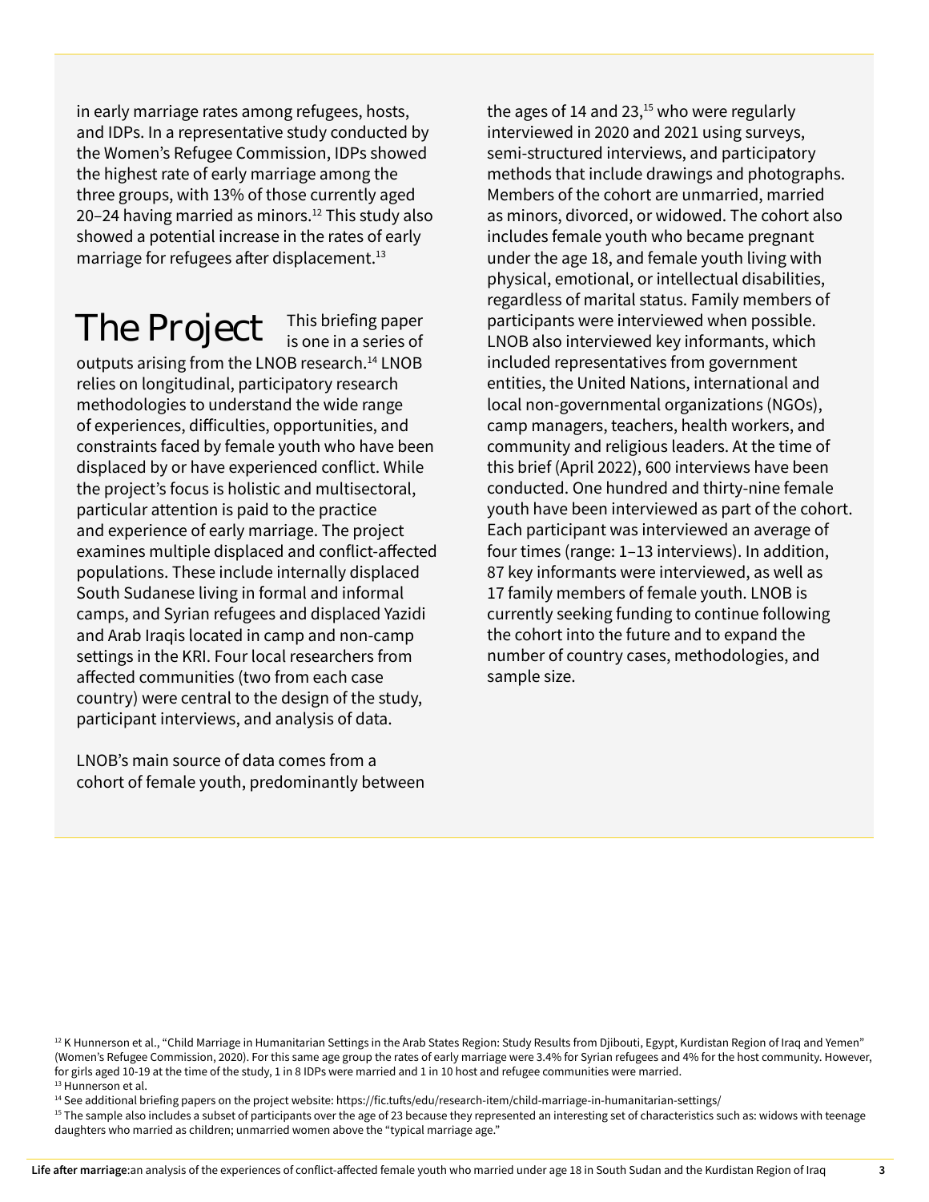in early marriage rates among refugees, hosts, and IDPs. In a representative study conducted by the Women's Refugee Commission, IDPs showed the highest rate of early marriage among the three groups, with 13% of those currently aged 20–24 having married as minors.[12] This study also showed a potential increase in the rates of early marriage for refugees after displacement.[13]

## The Project

This briefing paper is one in a series of outputs arising from the LNOB research.[14] LNOB relies on longitudinal, participatory research methodologies to understand the wide range of experiences, difficulties, opportunities, and constraints faced by female youth who have been displaced by or have experienced conflict. While the project's focus is holistic and multisectoral, particular attention is paid to the practice and experience of early marriage. The project examines multiple displaced and conflict-affected populations. These include internally displaced South Sudanese living in formal and informal camps, and Syrian refugees and displaced Yazidi and Arab Iraqis located in camp and non-camp settings in the KRI. Four local researchers from affected communities (two from each case country) were central to the design of the study, participant interviews, and analysis of data.

LNOB's main source of data comes from a cohort of female youth, predominantly between the ages of 14 and 23,[15] who were regularly interviewed in 2020 and 2021 using surveys, semi-structured interviews, and participatory methods that include drawings and photographs. Members of the cohort are unmarried, married as minors, divorced, or widowed. The cohort also includes female youth who became pregnant under the age 18, and female youth living with physical, emotional, or intellectual disabilities, regardless of marital status. Family members of participants were interviewed when possible. LNOB also interviewed key informants, which included representatives from government entities, the United Nations, international and local non-governmental organizations (NGOs), camp managers, teachers, health workers, and community and religious leaders. At the time of this brief (April 2022), 600 interviews have been conducted. One hundred and thirty-nine female youth have been interviewed as part of the cohort. Each participant was interviewed an average of four times (range: 1–13 interviews). In addition, 87 key informants were interviewed, as well as 17 family members of female youth. LNOB is currently seeking funding to continue following the cohort into the future and to expand the number of country cases, methodologies, and sample size.

---

[12] K Hunnerson et al., "Child Marriage in Humanitarian Settings in the Arab States Region: Study Results from Djibouti, Egypt, Kurdistan Region of Iraq and Yemen" (Women's Refugee Commission, 2020). For this same age group the rates of early marriage were 3.4% for Syrian refugees and 4% for the host community. However, for girls aged 10-19 at the time of the study, 1 in 8 IDPs were married and 1 in 10 host and refugee communities were married.

[13] Hunnerson et al.

[14] See additional briefing papers on the project website: https://fic.tufts/edu/research-item/child-marriage-in-humanitarian-settings/

[15] The sample also includes a subset of participants over the age of 23 because they represented an interesting set of characteristics such as: widows with teenage daughters who married as children; unmarried women above the "typical marriage age."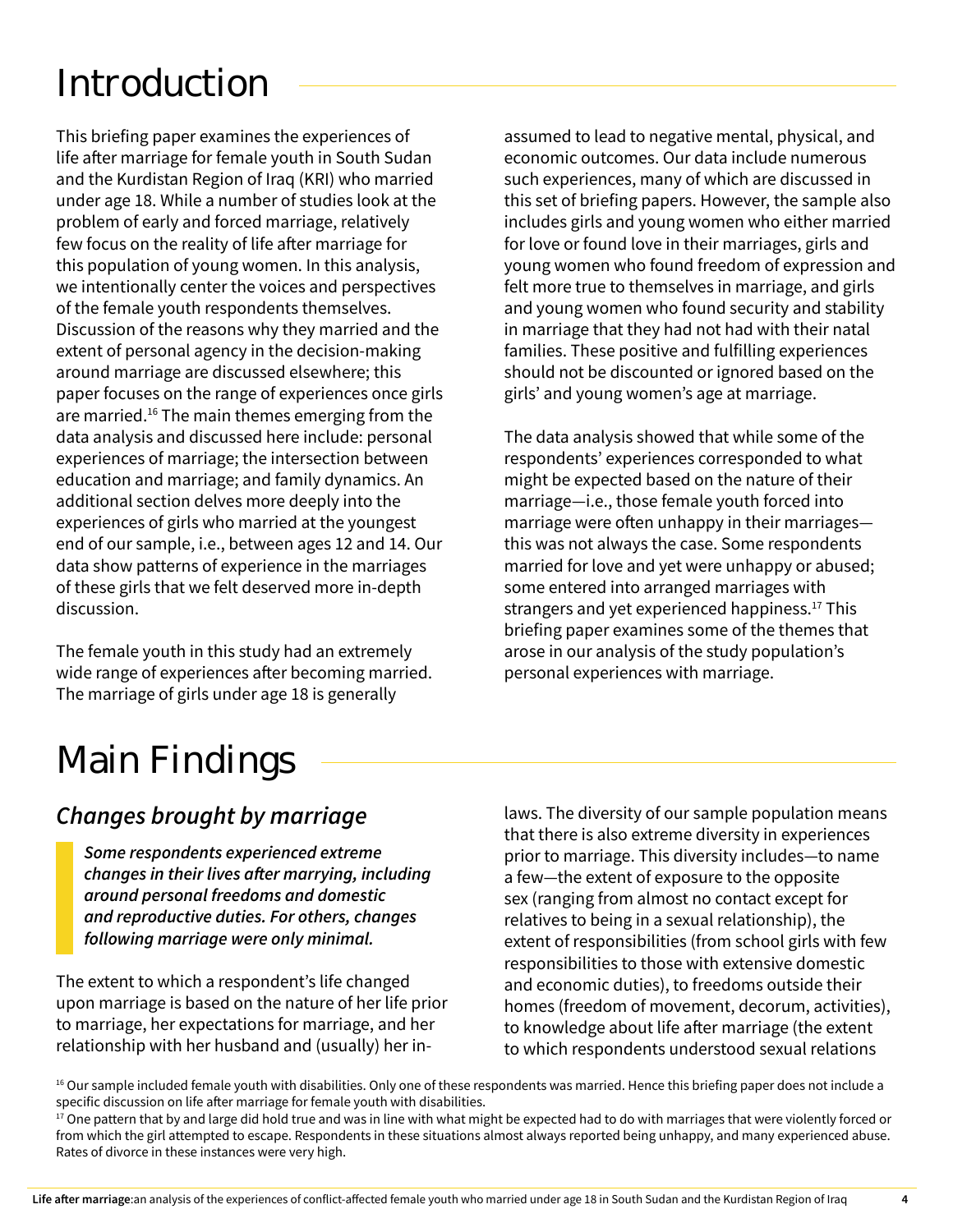# Introduction

This briefing paper examines the experiences of life after marriage for female youth in South Sudan and the Kurdistan Region of Iraq (KRI) who married under age 18. While a number of studies look at the problem of early and forced marriage, relatively few focus on the reality of life after marriage for this population of young women. In this analysis, we intentionally center the voices and perspectives of the female youth respondents themselves. Discussion of the reasons why they married and the extent of personal agency in the decision-making around marriage are discussed elsewhere; this paper focuses on the range of experiences once girls are married.[16] The main themes emerging from the data analysis and discussed here include: personal experiences of marriage; the intersection between education and marriage; and family dynamics. An additional section delves more deeply into the experiences of girls who married at the youngest end of our sample, i.e., between ages 12 and 14. Our data show patterns of experience in the marriages of these girls that we felt deserved more in-depth discussion.

The female youth in this study had an extremely wide range of experiences after becoming married. The marriage of girls under age 18 is generally assumed to lead to negative mental, physical, and economic outcomes. Our data include numerous such experiences, many of which are discussed in this set of briefing papers. However, the sample also includes girls and young women who either married for love or found love in their marriages, girls and young women who found freedom of expression and felt more true to themselves in marriage, and girls and young women who found security and stability in marriage that they had not had with their natal families. These positive and fulfilling experiences should not be discounted or ignored based on the girls' and young women's age at marriage.

The data analysis showed that while some of the respondents' experiences corresponded to what might be expected based on the nature of their marriage—i.e., those female youth forced into marriage were often unhappy in their marriages—this was not always the case. Some respondents married for love and yet were unhappy or abused; some entered into arranged marriages with strangers and yet experienced happiness.[17] This briefing paper examines some of the themes that arose in our analysis of the study population's personal experiences with marriage.

# Main Findings

## *Changes brought by marriage*

***Some respondents experienced extreme changes in their lives after marrying, including around personal freedoms and domestic and reproductive duties. For others, changes following marriage were only minimal.***

The extent to which a respondent's life changed upon marriage is based on the nature of her life prior to marriage, her expectations for marriage, and her relationship with her husband and (usually) her in-laws. The diversity of our sample population means that there is also extreme diversity in experiences prior to marriage. This diversity includes—to name a few—the extent of exposure to the opposite sex (ranging from almost no contact except for relatives to being in a sexual relationship), the extent of responsibilities (from school girls with few responsibilities to those with extensive domestic and economic duties), to freedoms outside their homes (freedom of movement, decorum, activities), to knowledge about life after marriage (the extent to which respondents understood sexual relations

[16] Our sample included female youth with disabilities. Only one of these respondents was married. Hence this briefing paper does not include a specific discussion on life after marriage for female youth with disabilities.

[17] One pattern that by and large did hold true and was in line with what might be expected had to do with marriages that were violently forced or from which the girl attempted to escape. Respondents in these situations almost always reported being unhappy, and many experienced abuse. Rates of divorce in these instances were very high.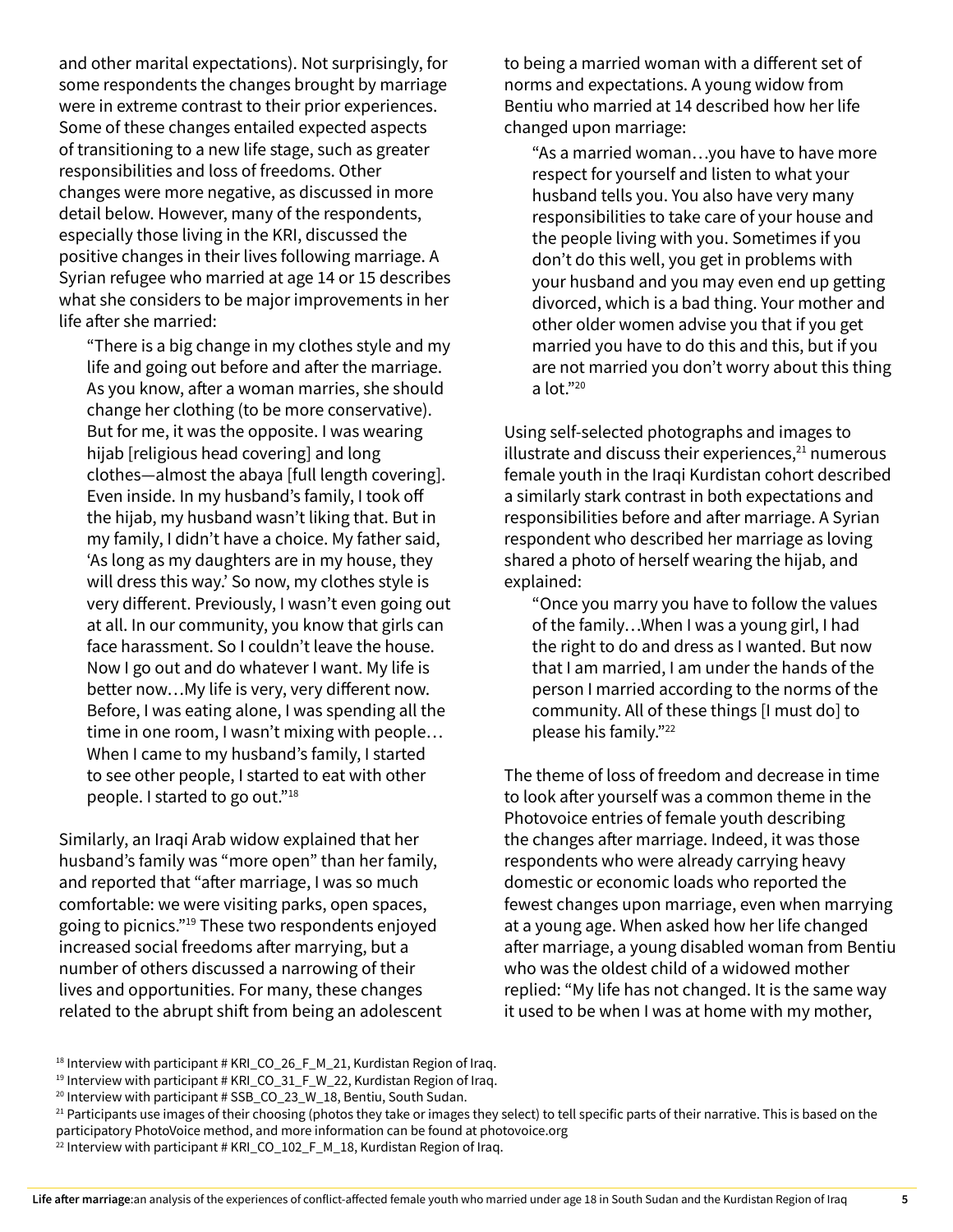and other marital expectations). Not surprisingly, for some respondents the changes brought by marriage were in extreme contrast to their prior experiences. Some of these changes entailed expected aspects of transitioning to a new life stage, such as greater responsibilities and loss of freedoms. Other changes were more negative, as discussed in more detail below. However, many of the respondents, especially those living in the KRI, discussed the positive changes in their lives following marriage. A Syrian refugee who married at age 14 or 15 describes what she considers to be major improvements in her life after she married:

> "There is a big change in my clothes style and my life and going out before and after the marriage. As you know, after a woman marries, she should change her clothing (to be more conservative). But for me, it was the opposite. I was wearing hijab [religious head covering] and long clothes—almost the abaya [full length covering]. Even inside. In my husband's family, I took off the hijab, my husband wasn't liking that. But in my family, I didn't have a choice. My father said, 'As long as my daughters are in my house, they will dress this way.' So now, my clothes style is very different. Previously, I wasn't even going out at all. In our community, you know that girls can face harassment. So I couldn't leave the house. Now I go out and do whatever I want. My life is better now…My life is very, very different now. Before, I was eating alone, I was spending all the time in one room, I wasn't mixing with people… When I came to my husband's family, I started to see other people, I started to eat with other people. I started to go out."[18]

Similarly, an Iraqi Arab widow explained that her husband's family was "more open" than her family, and reported that "after marriage, I was so much comfortable: we were visiting parks, open spaces, going to picnics."[19] These two respondents enjoyed increased social freedoms after marrying, but a number of others discussed a narrowing of their lives and opportunities. For many, these changes related to the abrupt shift from being an adolescent to being a married woman with a different set of norms and expectations. A young widow from Bentiu who married at 14 described how her life changed upon marriage:

> "As a married woman…you have to have more respect for yourself and listen to what your husband tells you. You also have very many responsibilities to take care of your house and the people living with you. Sometimes if you don't do this well, you get in problems with your husband and you may even end up getting divorced, which is a bad thing. Your mother and other older women advise you that if you get married you have to do this and this, but if you are not married you don't worry about this thing a lot."[20]

Using self-selected photographs and images to illustrate and discuss their experiences,[21] numerous female youth in the Iraqi Kurdistan cohort described a similarly stark contrast in both expectations and responsibilities before and after marriage. A Syrian respondent who described her marriage as loving shared a photo of herself wearing the hijab, and explained:

> "Once you marry you have to follow the values of the family…When I was a young girl, I had the right to do and dress as I wanted. But now that I am married, I am under the hands of the person I married according to the norms of the community. All of these things [I must do] to please his family."[22]

The theme of loss of freedom and decrease in time to look after yourself was a common theme in the Photovoice entries of female youth describing the changes after marriage. Indeed, it was those respondents who were already carrying heavy domestic or economic loads who reported the fewest changes upon marriage, even when marrying at a young age. When asked how her life changed after marriage, a young disabled woman from Bentiu who was the oldest child of a widowed mother replied: "My life has not changed. It is the same way it used to be when I was at home with my mother,

[18] Interview with participant # KRI_CO_26_F_M_21, Kurdistan Region of Iraq.

[19] Interview with participant # KRI_CO_31_F_W_22, Kurdistan Region of Iraq.

[20] Interview with participant # SSB_CO_23_W_18, Bentiu, South Sudan.

[21] Participants use images of their choosing (photos they take or images they select) to tell specific parts of their narrative. This is based on the participatory PhotoVoice method, and more information can be found at photovoice.org

[22] Interview with participant # KRI_CO_102_F_M_18, Kurdistan Region of Iraq.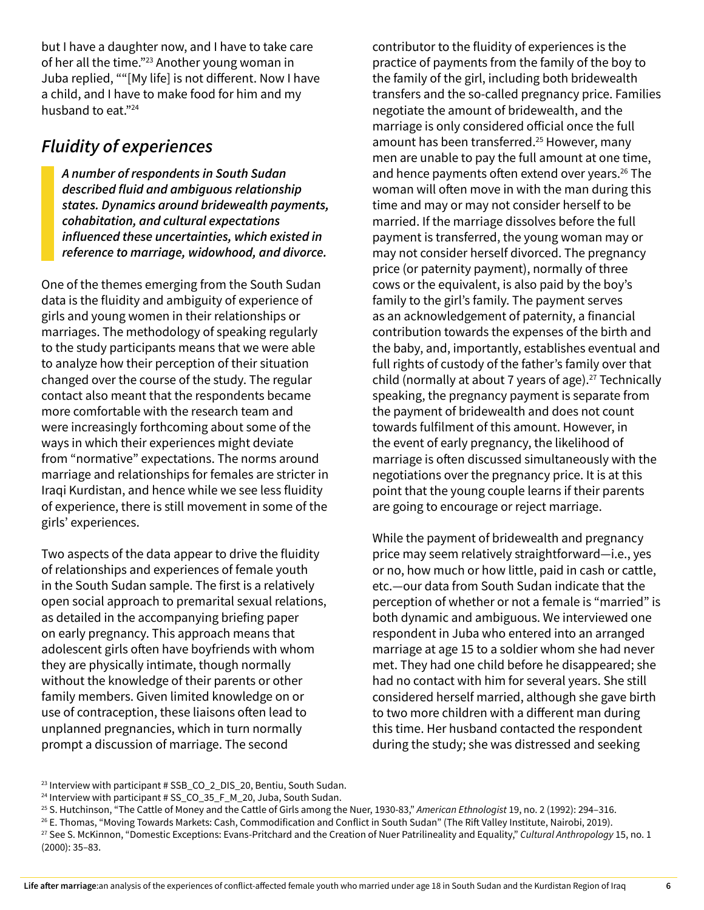but I have a daughter now, and I have to take care of her all the time."[23] Another young woman in Juba replied, ""[My life] is not different. Now I have a child, and I have to make food for him and my husband to eat."[24]

## Fluidity of experiences

***A number of respondents in South Sudan described fluid and ambiguous relationship states. Dynamics around bridewealth payments, cohabitation, and cultural expectations influenced these uncertainties, which existed in reference to marriage, widowhood, and divorce.***

One of the themes emerging from the South Sudan data is the fluidity and ambiguity of experience of girls and young women in their relationships or marriages. The methodology of speaking regularly to the study participants means that we were able to analyze how their perception of their situation changed over the course of the study. The regular contact also meant that the respondents became more comfortable with the research team and were increasingly forthcoming about some of the ways in which their experiences might deviate from "normative" expectations. The norms around marriage and relationships for females are stricter in Iraqi Kurdistan, and hence while we see less fluidity of experience, there is still movement in some of the girls' experiences.

Two aspects of the data appear to drive the fluidity of relationships and experiences of female youth in the South Sudan sample. The first is a relatively open social approach to premarital sexual relations, as detailed in the accompanying briefing paper on early pregnancy. This approach means that adolescent girls often have boyfriends with whom they are physically intimate, though normally without the knowledge of their parents or other family members. Given limited knowledge on or use of contraception, these liaisons often lead to unplanned pregnancies, which in turn normally prompt a discussion of marriage. The second contributor to the fluidity of experiences is the practice of payments from the family of the boy to the family of the girl, including both bridewealth transfers and the so-called pregnancy price. Families negotiate the amount of bridewealth, and the marriage is only considered official once the full amount has been transferred.[25] However, many men are unable to pay the full amount at one time, and hence payments often extend over years.[26] The woman will often move in with the man during this time and may or may not consider herself to be married. If the marriage dissolves before the full payment is transferred, the young woman may or may not consider herself divorced. The pregnancy price (or paternity payment), normally of three cows or the equivalent, is also paid by the boy's family to the girl's family. The payment serves as an acknowledgement of paternity, a financial contribution towards the expenses of the birth and the baby, and, importantly, establishes eventual and full rights of custody of the father's family over that child (normally at about 7 years of age).[27] Technically speaking, the pregnancy payment is separate from the payment of bridewealth and does not count towards fulfilment of this amount. However, in the event of early pregnancy, the likelihood of marriage is often discussed simultaneously with the negotiations over the pregnancy price. It is at this point that the young couple learns if their parents are going to encourage or reject marriage.

While the payment of bridewealth and pregnancy price may seem relatively straightforward—i.e., yes or no, how much or how little, paid in cash or cattle, etc.—our data from South Sudan indicate that the perception of whether or not a female is "married" is both dynamic and ambiguous. We interviewed one respondent in Juba who entered into an arranged marriage at age 15 to a soldier whom she had never met. They had one child before he disappeared; she had no contact with him for several years. She still considered herself married, although she gave birth to two more children with a different man during this time. Her husband contacted the respondent during the study; she was distressed and seeking

[23] Interview with participant # SSB_CO_2_DIS_20, Bentiu, South Sudan.

[24] Interview with participant # SS_CO_35_F_M_20, Juba, South Sudan.

[25] S. Hutchinson, "The Cattle of Money and the Cattle of Girls among the Nuer, 1930-83," *American Ethnologist* 19, no. 2 (1992): 294–316.

[26] E. Thomas, "Moving Towards Markets: Cash, Commodification and Conflict in South Sudan" (The Rift Valley Institute, Nairobi, 2019).

[27] See S. McKinnon, "Domestic Exceptions: Evans-Pritchard and the Creation of Nuer Patrilineality and Equality," *Cultural Anthropology* 15, no. 1 (2000): 35–83.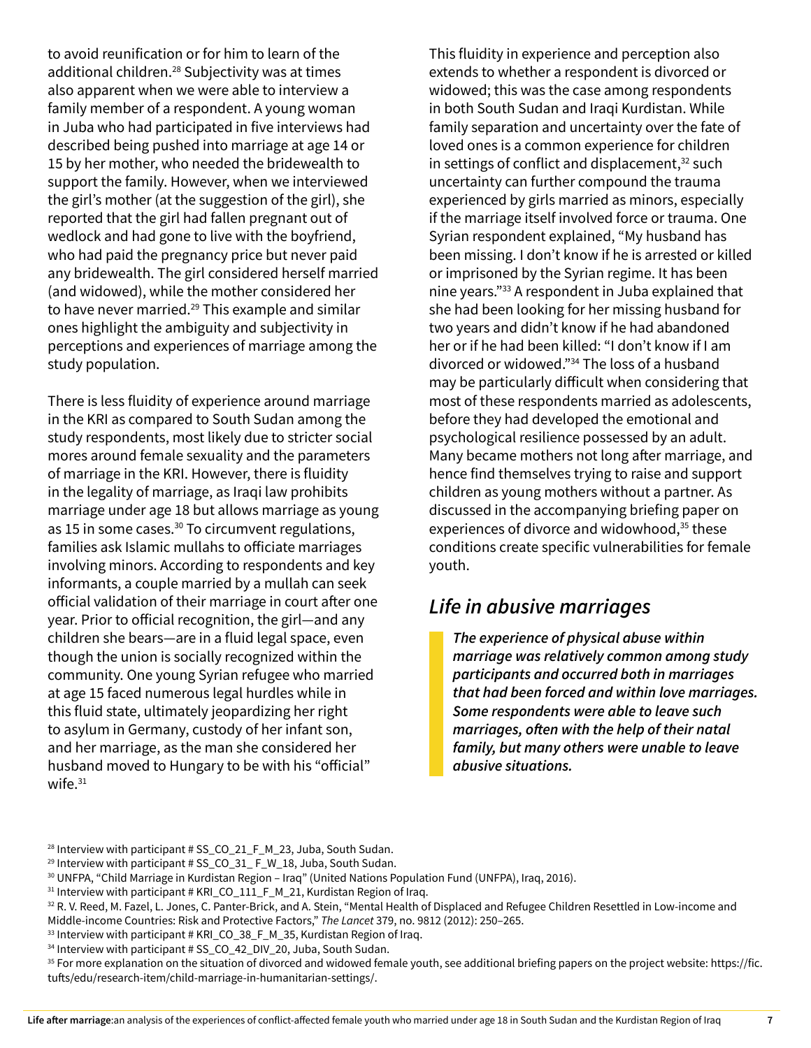to avoid reunification or for him to learn of the additional children.[28] Subjectivity was at times also apparent when we were able to interview a family member of a respondent. A young woman in Juba who had participated in five interviews had described being pushed into marriage at age 14 or 15 by her mother, who needed the bridewealth to support the family. However, when we interviewed the girl's mother (at the suggestion of the girl), she reported that the girl had fallen pregnant out of wedlock and had gone to live with the boyfriend, who had paid the pregnancy price but never paid any bridewealth. The girl considered herself married (and widowed), while the mother considered her to have never married.[29] This example and similar ones highlight the ambiguity and subjectivity in perceptions and experiences of marriage among the study population.

There is less fluidity of experience around marriage in the KRI as compared to South Sudan among the study respondents, most likely due to stricter social mores around female sexuality and the parameters of marriage in the KRI. However, there is fluidity in the legality of marriage, as Iraqi law prohibits marriage under age 18 but allows marriage as young as 15 in some cases.[30] To circumvent regulations, families ask Islamic mullahs to officiate marriages involving minors. According to respondents and key informants, a couple married by a mullah can seek official validation of their marriage in court after one year. Prior to official recognition, the girl—and any children she bears—are in a fluid legal space, even though the union is socially recognized within the community. One young Syrian refugee who married at age 15 faced numerous legal hurdles while in this fluid state, ultimately jeopardizing her right to asylum in Germany, custody of her infant son, and her marriage, as the man she considered her husband moved to Hungary to be with his "official" wife.[31]

This fluidity in experience and perception also extends to whether a respondent is divorced or widowed; this was the case among respondents in both South Sudan and Iraqi Kurdistan. While family separation and uncertainty over the fate of loved ones is a common experience for children in settings of conflict and displacement,[32] such uncertainty can further compound the trauma experienced by girls married as minors, especially if the marriage itself involved force or trauma. One Syrian respondent explained, "My husband has been missing. I don't know if he is arrested or killed or imprisoned by the Syrian regime. It has been nine years."[33] A respondent in Juba explained that she had been looking for her missing husband for two years and didn't know if he had abandoned her or if he had been killed: "I don't know if I am divorced or widowed."[34] The loss of a husband may be particularly difficult when considering that most of these respondents married as adolescents, before they had developed the emotional and psychological resilience possessed by an adult. Many became mothers not long after marriage, and hence find themselves trying to raise and support children as young mothers without a partner. As discussed in the accompanying briefing paper on experiences of divorce and widowhood,[35] these conditions create specific vulnerabilities for female youth.

## *Life in abusive marriages*

> ***The experience of physical abuse within marriage was relatively common among study participants and occurred both in marriages that had been forced and within love marriages. Some respondents were able to leave such marriages, often with the help of their natal family, but many others were unable to leave abusive situations.***

[28] Interview with participant # SS_CO_21_F_M_23, Juba, South Sudan.

[29] Interview with participant # SS_CO_31_ F_W_18, Juba, South Sudan.

[30] UNFPA, "Child Marriage in Kurdistan Region – Iraq" (United Nations Population Fund (UNFPA), Iraq, 2016).

[31] Interview with participant # KRI_CO_111_F_M_21, Kurdistan Region of Iraq.

[32] R. V. Reed, M. Fazel, L. Jones, C. Panter-Brick, and A. Stein, "Mental Health of Displaced and Refugee Children Resettled in Low-income and Middle-income Countries: Risk and Protective Factors," *The Lancet* 379, no. 9812 (2012): 250–265.

[33] Interview with participant # KRI_CO_38_F_M_35, Kurdistan Region of Iraq.

[34] Interview with participant # SS_CO_42_DIV_20, Juba, South Sudan.

[35] For more explanation on the situation of divorced and widowed female youth, see additional briefing papers on the project website: https://fic.tufts/edu/research-item/child-marriage-in-humanitarian-settings/.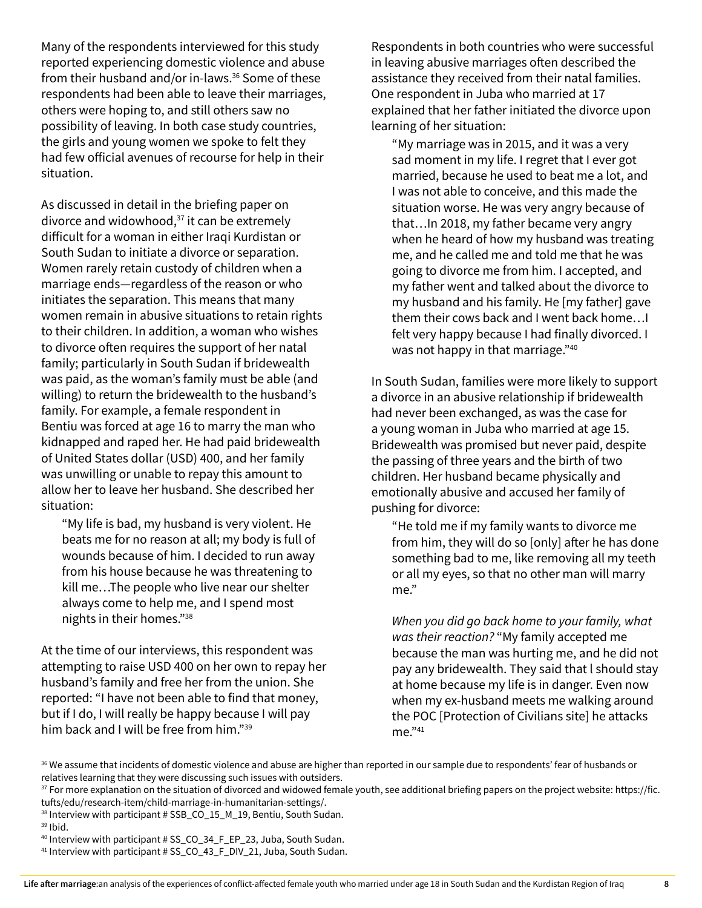Many of the respondents interviewed for this study reported experiencing domestic violence and abuse from their husband and/or in-laws.[36] Some of these respondents had been able to leave their marriages, others were hoping to, and still others saw no possibility of leaving. In both case study countries, the girls and young women we spoke to felt they had few official avenues of recourse for help in their situation.

As discussed in detail in the briefing paper on divorce and widowhood,[37] it can be extremely difficult for a woman in either Iraqi Kurdistan or South Sudan to initiate a divorce or separation. Women rarely retain custody of children when a marriage ends—regardless of the reason or who initiates the separation. This means that many women remain in abusive situations to retain rights to their children. In addition, a woman who wishes to divorce often requires the support of her natal family; particularly in South Sudan if bridewealth was paid, as the woman's family must be able (and willing) to return the bridewealth to the husband's family. For example, a female respondent in Bentiu was forced at age 16 to marry the man who kidnapped and raped her. He had paid bridewealth of United States dollar (USD) 400, and her family was unwilling or unable to repay this amount to allow her to leave her husband. She described her situation:

> "My life is bad, my husband is very violent. He beats me for no reason at all; my body is full of wounds because of him. I decided to run away from his house because he was threatening to kill me…The people who live near our shelter always come to help me, and I spend most nights in their homes."[38]

At the time of our interviews, this respondent was attempting to raise USD 400 on her own to repay her husband's family and free her from the union. She reported: "I have not been able to find that money, but if I do, I will really be happy because I will pay him back and I will be free from him."[39]

Respondents in both countries who were successful in leaving abusive marriages often described the assistance they received from their natal families. One respondent in Juba who married at 17 explained that her father initiated the divorce upon learning of her situation:

> "My marriage was in 2015, and it was a very sad moment in my life. I regret that I ever got married, because he used to beat me a lot, and I was not able to conceive, and this made the situation worse. He was very angry because of that…In 2018, my father became very angry when he heard of how my husband was treating me, and he called me and told me that he was going to divorce me from him. I accepted, and my father went and talked about the divorce to my husband and his family. He [my father] gave them their cows back and I went back home…I felt very happy because I had finally divorced. I was not happy in that marriage."[40]

In South Sudan, families were more likely to support a divorce in an abusive relationship if bridewealth had never been exchanged, as was the case for a young woman in Juba who married at age 15. Bridewealth was promised but never paid, despite the passing of three years and the birth of two children. Her husband became physically and emotionally abusive and accused her family of pushing for divorce:

> "He told me if my family wants to divorce me from him, they will do so [only] after he has done something bad to me, like removing all my teeth or all my eyes, so that no other man will marry me."
>
> *When you did go back home to your family, what was their reaction?* "My family accepted me because the man was hurting me, and he did not pay any bridewealth. They said that I should stay at home because my life is in danger. Even now when my ex-husband meets me walking around the POC [Protection of Civilians site] he attacks me."[41]

---

[36] We assume that incidents of domestic violence and abuse are higher than reported in our sample due to respondents' fear of husbands or relatives learning that they were discussing such issues with outsiders.

[37] For more explanation on the situation of divorced and widowed female youth, see additional briefing papers on the project website: https://fic.tufts/edu/research-item/child-marriage-in-humanitarian-settings/.

[38] Interview with participant # SSB_CO_15_M_19, Bentiu, South Sudan.

[39] Ibid.

[40] Interview with participant # SS_CO_34_F_EP_23, Juba, South Sudan.

[41] Interview with participant # SS_CO_43_F_DIV_21, Juba, South Sudan.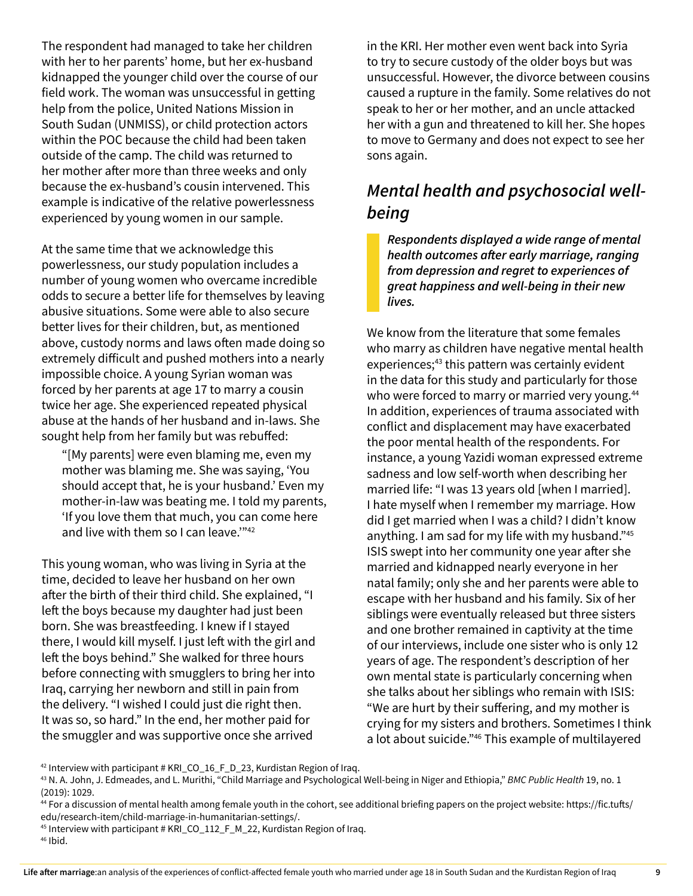The respondent had managed to take her children with her to her parents' home, but her ex-husband kidnapped the younger child over the course of our field work. The woman was unsuccessful in getting help from the police, United Nations Mission in South Sudan (UNMISS), or child protection actors within the POC because the child had been taken outside of the camp. The child was returned to her mother after more than three weeks and only because the ex-husband's cousin intervened. This example is indicative of the relative powerlessness experienced by young women in our sample.

At the same time that we acknowledge this powerlessness, our study population includes a number of young women who overcame incredible odds to secure a better life for themselves by leaving abusive situations. Some were able to also secure better lives for their children, but, as mentioned above, custody norms and laws often made doing so extremely difficult and pushed mothers into a nearly impossible choice. A young Syrian woman was forced by her parents at age 17 to marry a cousin twice her age. She experienced repeated physical abuse at the hands of her husband and in-laws. She sought help from her family but was rebuffed:

> "[My parents] were even blaming me, even my mother was blaming me. She was saying, 'You should accept that, he is your husband.' Even my mother-in-law was beating me. I told my parents, 'If you love them that much, you can come here and live with them so I can leave.'"[42]

This young woman, who was living in Syria at the time, decided to leave her husband on her own after the birth of their third child. She explained, "I left the boys because my daughter had just been born. She was breastfeeding. I knew if I stayed there, I would kill myself. I just left with the girl and left the boys behind." She walked for three hours before connecting with smugglers to bring her into Iraq, carrying her newborn and still in pain from the delivery. "I wished I could just die right then. It was so, so hard." In the end, her mother paid for the smuggler and was supportive once she arrived in the KRI. Her mother even went back into Syria to try to secure custody of the older boys but was unsuccessful. However, the divorce between cousins caused a rupture in the family. Some relatives do not speak to her or her mother, and an uncle attacked her with a gun and threatened to kill her. She hopes to move to Germany and does not expect to see her sons again.

## *Mental health and psychosocial well-being*

> ***Respondents displayed a wide range of mental health outcomes after early marriage, ranging from depression and regret to experiences of great happiness and well-being in their new lives.***

We know from the literature that some females who marry as children have negative mental health experiences;[43] this pattern was certainly evident in the data for this study and particularly for those who were forced to marry or married very young.[44] In addition, experiences of trauma associated with conflict and displacement may have exacerbated the poor mental health of the respondents. For instance, a young Yazidi woman expressed extreme sadness and low self-worth when describing her married life: "I was 13 years old [when I married]. I hate myself when I remember my marriage. How did I get married when I was a child? I didn't know anything. I am sad for my life with my husband."[45] ISIS swept into her community one year after she married and kidnapped nearly everyone in her natal family; only she and her parents were able to escape with her husband and his family. Six of her siblings were eventually released but three sisters and one brother remained in captivity at the time of our interviews, include one sister who is only 12 years of age. The respondent's description of her own mental state is particularly concerning when she talks about her siblings who remain with ISIS: "We are hurt by their suffering, and my mother is crying for my sisters and brothers. Sometimes I think a lot about suicide."[46] This example of multilayered

[42] Interview with participant # KRI_CO_16_F_D_23, Kurdistan Region of Iraq.

[43] N. A. John, J. Edmeades, and L. Murithi, "Child Marriage and Psychological Well-being in Niger and Ethiopia," *BMC Public Health* 19, no. 1 (2019): 1029.

[44] For a discussion of mental health among female youth in the cohort, see additional briefing papers on the project website: https://fic.tufts/edu/research-item/child-marriage-in-humanitarian-settings/.

[45] Interview with participant # KRI_CO_112_F_M_22, Kurdistan Region of Iraq.

[46] Ibid.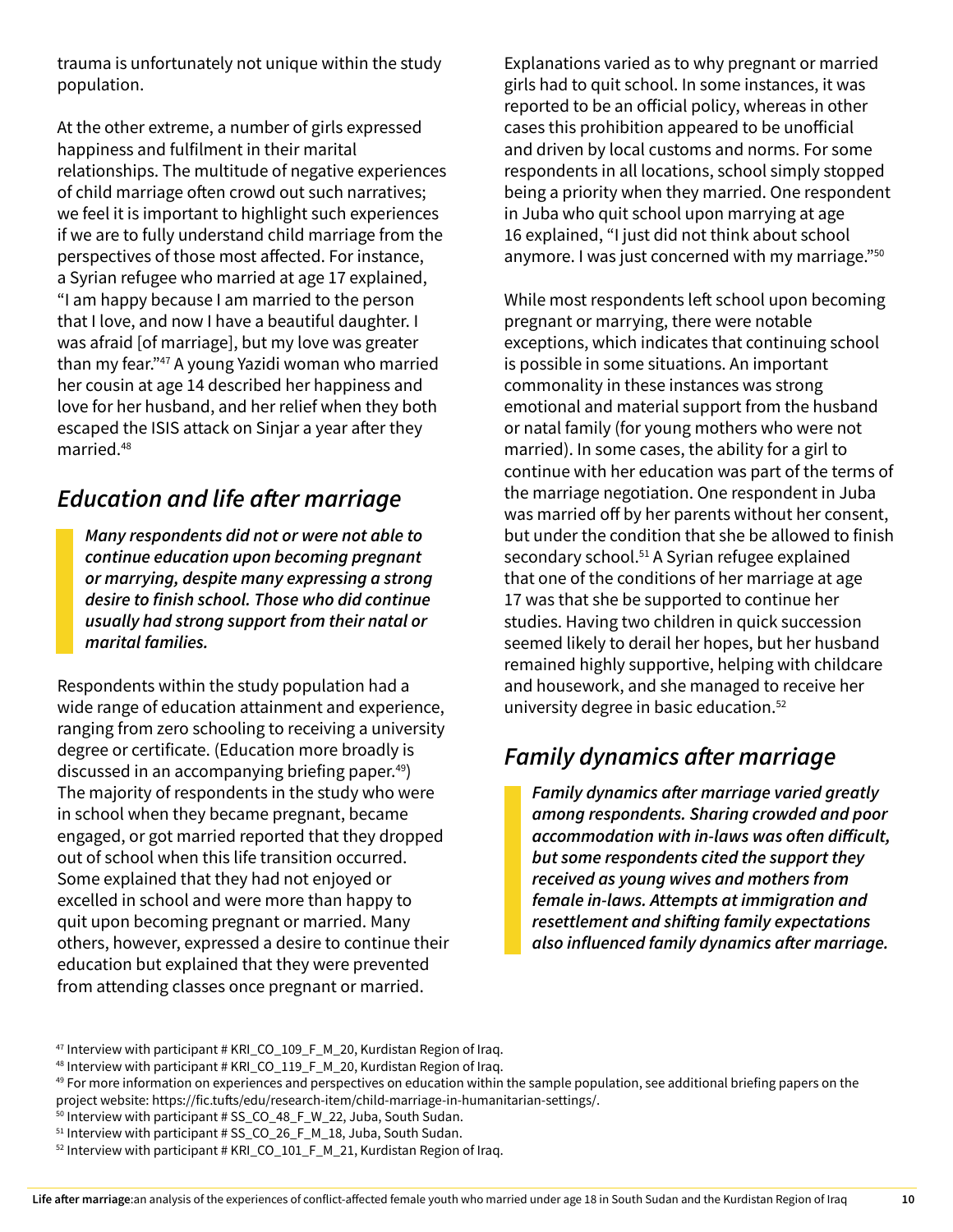trauma is unfortunately not unique within the study population.

At the other extreme, a number of girls expressed happiness and fulfilment in their marital relationships. The multitude of negative experiences of child marriage often crowd out such narratives; we feel it is important to highlight such experiences if we are to fully understand child marriage from the perspectives of those most affected. For instance, a Syrian refugee who married at age 17 explained, "I am happy because I am married to the person that I love, and now I have a beautiful daughter. I was afraid [of marriage], but my love was greater than my fear."[47] A young Yazidi woman who married her cousin at age 14 described her happiness and love for her husband, and her relief when they both escaped the ISIS attack on Sinjar a year after they married.[48]

## Education and life after marriage

***Many respondents did not or were not able to continue education upon becoming pregnant or marrying, despite many expressing a strong desire to finish school. Those who did continue usually had strong support from their natal or marital families.***

Respondents within the study population had a wide range of education attainment and experience, ranging from zero schooling to receiving a university degree or certificate. (Education more broadly is discussed in an accompanying briefing paper.[49]) The majority of respondents in the study who were in school when they became pregnant, became engaged, or got married reported that they dropped out of school when this life transition occurred. Some explained that they had not enjoyed or excelled in school and were more than happy to quit upon becoming pregnant or married. Many others, however, expressed a desire to continue their education but explained that they were prevented from attending classes once pregnant or married.

Explanations varied as to why pregnant or married girls had to quit school. In some instances, it was reported to be an official policy, whereas in other cases this prohibition appeared to be unofficial and driven by local customs and norms. For some respondents in all locations, school simply stopped being a priority when they married. One respondent in Juba who quit school upon marrying at age 16 explained, "I just did not think about school anymore. I was just concerned with my marriage."[50]

While most respondents left school upon becoming pregnant or marrying, there were notable exceptions, which indicates that continuing school is possible in some situations. An important commonality in these instances was strong emotional and material support from the husband or natal family (for young mothers who were not married). In some cases, the ability for a girl to continue with her education was part of the terms of the marriage negotiation. One respondent in Juba was married off by her parents without her consent, but under the condition that she be allowed to finish secondary school.[51] A Syrian refugee explained that one of the conditions of her marriage at age 17 was that she be supported to continue her studies. Having two children in quick succession seemed likely to derail her hopes, but her husband remained highly supportive, helping with childcare and housework, and she managed to receive her university degree in basic education.[52]

## Family dynamics after marriage

***Family dynamics after marriage varied greatly among respondents. Sharing crowded and poor accommodation with in-laws was often difficult, but some respondents cited the support they received as young wives and mothers from female in-laws. Attempts at immigration and resettlement and shifting family expectations also influenced family dynamics after marriage.***

---

[47] Interview with participant # KRI_CO_109_F_M_20, Kurdistan Region of Iraq.

[48] Interview with participant # KRI_CO_119_F_M_20, Kurdistan Region of Iraq.

[49] For more information on experiences and perspectives on education within the sample population, see additional briefing papers on the project website: https://fic.tufts/edu/research-item/child-marriage-in-humanitarian-settings/.

[50] Interview with participant # SS_CO_48_F_W_22, Juba, South Sudan.

[51] Interview with participant # SS_CO_26_F_M_18, Juba, South Sudan.

[52] Interview with participant # KRI_CO_101_F_M_21, Kurdistan Region of Iraq.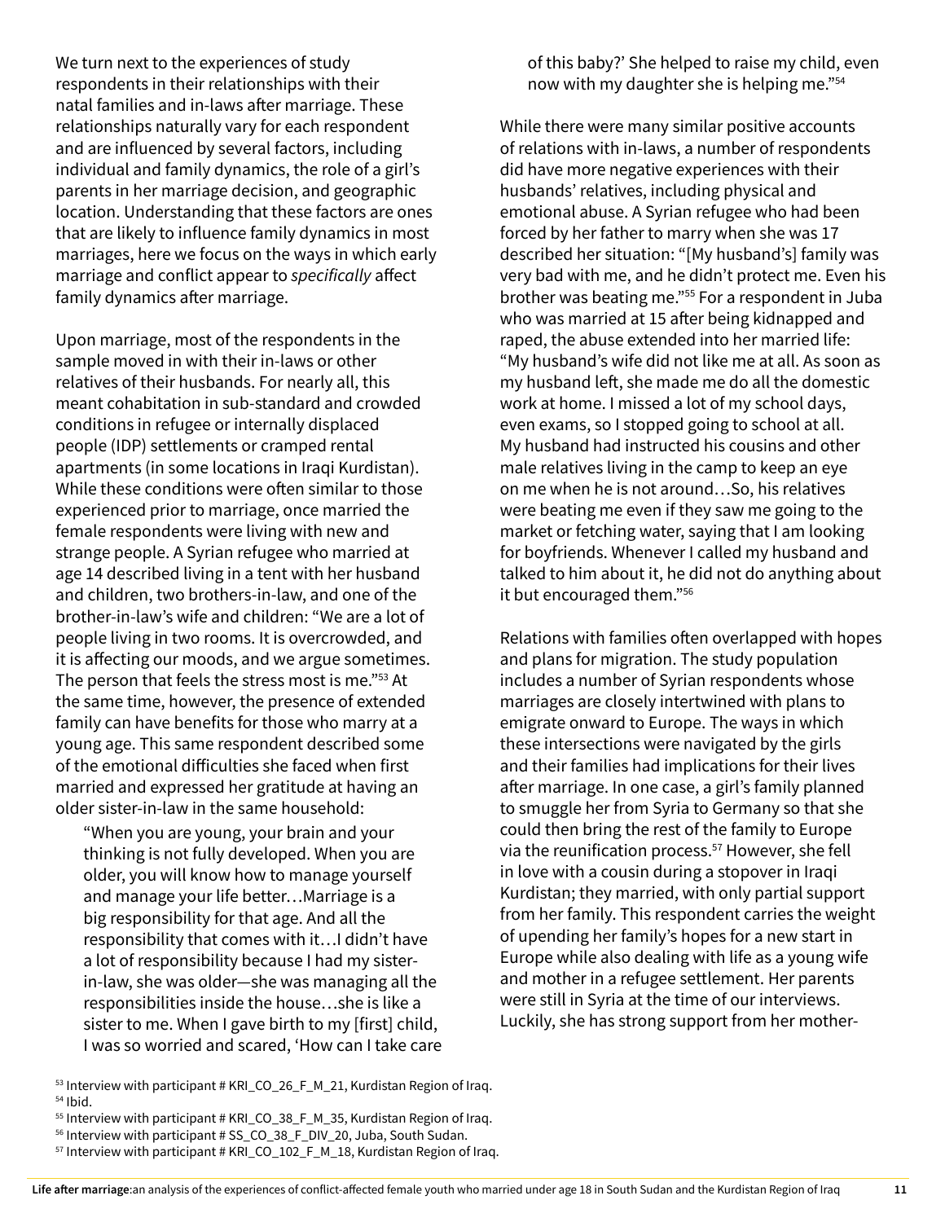We turn next to the experiences of study respondents in their relationships with their natal families and in-laws after marriage. These relationships naturally vary for each respondent and are influenced by several factors, including individual and family dynamics, the role of a girl's parents in her marriage decision, and geographic location. Understanding that these factors are ones that are likely to influence family dynamics in most marriages, here we focus on the ways in which early marriage and conflict appear to *specifically* affect family dynamics after marriage.

Upon marriage, most of the respondents in the sample moved in with their in-laws or other relatives of their husbands. For nearly all, this meant cohabitation in sub-standard and crowded conditions in refugee or internally displaced people (IDP) settlements or cramped rental apartments (in some locations in Iraqi Kurdistan). While these conditions were often similar to those experienced prior to marriage, once married the female respondents were living with new and strange people. A Syrian refugee who married at age 14 described living in a tent with her husband and children, two brothers-in-law, and one of the brother-in-law's wife and children: "We are a lot of people living in two rooms. It is overcrowded, and it is affecting our moods, and we argue sometimes. The person that feels the stress most is me."[53] At the same time, however, the presence of extended family can have benefits for those who marry at a young age. This same respondent described some of the emotional difficulties she faced when first married and expressed her gratitude at having an older sister-in-law in the same household:

> "When you are young, your brain and your thinking is not fully developed. When you are older, you will know how to manage yourself and manage your life better…Marriage is a big responsibility for that age. And all the responsibility that comes with it…I didn't have a lot of responsibility because I had my sister-in-law, she was older—she was managing all the responsibilities inside the house…she is like a sister to me. When I gave birth to my [first] child, I was so worried and scared, 'How can I take care of this baby?' She helped to raise my child, even now with my daughter she is helping me."[54]

While there were many similar positive accounts of relations with in-laws, a number of respondents did have more negative experiences with their husbands' relatives, including physical and emotional abuse. A Syrian refugee who had been forced by her father to marry when she was 17 described her situation: "[My husband's] family was very bad with me, and he didn't protect me. Even his brother was beating me."[55] For a respondent in Juba who was married at 15 after being kidnapped and raped, the abuse extended into her married life: "My husband's wife did not like me at all. As soon as my husband left, she made me do all the domestic work at home. I missed a lot of my school days, even exams, so I stopped going to school at all. My husband had instructed his cousins and other male relatives living in the camp to keep an eye on me when he is not around…So, his relatives were beating me even if they saw me going to the market or fetching water, saying that I am looking for boyfriends. Whenever I called my husband and talked to him about it, he did not do anything about it but encouraged them."[56]

Relations with families often overlapped with hopes and plans for migration. The study population includes a number of Syrian respondents whose marriages are closely intertwined with plans to emigrate onward to Europe. The ways in which these intersections were navigated by the girls and their families had implications for their lives after marriage. In one case, a girl's family planned to smuggle her from Syria to Germany so that she could then bring the rest of the family to Europe via the reunification process.[57] However, she fell in love with a cousin during a stopover in Iraqi Kurdistan; they married, with only partial support from her family. This respondent carries the weight of upending her family's hopes for a new start in Europe while also dealing with life as a young wife and mother in a refugee settlement. Her parents were still in Syria at the time of our interviews. Luckily, she has strong support from her mother-

[53] Interview with participant # KRI_CO_26_F_M_21, Kurdistan Region of Iraq.
[54] Ibid.
[55] Interview with participant # KRI_CO_38_F_M_35, Kurdistan Region of Iraq.
[56] Interview with participant # SS_CO_38_F_DIV_20, Juba, South Sudan.
[57] Interview with participant # KRI_CO_102_F_M_18, Kurdistan Region of Iraq.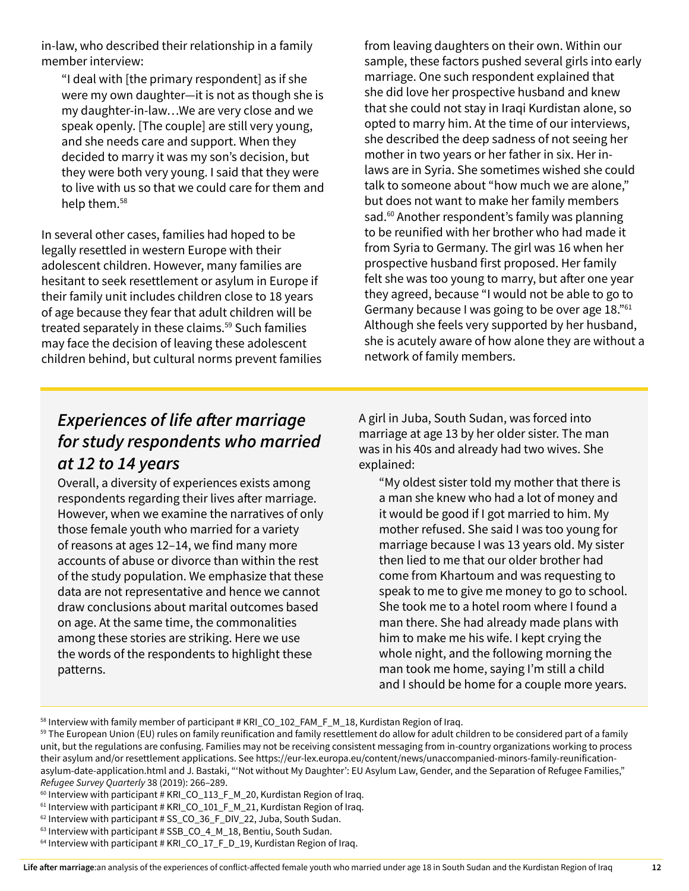in-law, who described their relationship in a family member interview:

> "I deal with [the primary respondent] as if she were my own daughter—it is not as though she is my daughter-in-law…We are very close and we speak openly. [The couple] are still very young, and she needs care and support. When they decided to marry it was my son's decision, but they were both very young. I said that they were to live with us so that we could care for them and help them.[58]

In several other cases, families had hoped to be legally resettled in western Europe with their adolescent children. However, many families are hesitant to seek resettlement or asylum in Europe if their family unit includes children close to 18 years of age because they fear that adult children will be treated separately in these claims.[59] Such families may face the decision of leaving these adolescent children behind, but cultural norms prevent families from leaving daughters on their own. Within our sample, these factors pushed several girls into early marriage. One such respondent explained that she did love her prospective husband and knew that she could not stay in Iraqi Kurdistan alone, so opted to marry him. At the time of our interviews, she described the deep sadness of not seeing her mother in two years or her father in six. Her in-laws are in Syria. She sometimes wished she could talk to someone about "how much we are alone," but does not want to make her family members sad.[60] Another respondent's family was planning to be reunified with her brother who had made it from Syria to Germany. The girl was 16 when her prospective husband first proposed. Her family felt she was too young to marry, but after one year they agreed, because "I would not be able to go to Germany because I was going to be over age 18."[61] Although she feels very supported by her husband, she is acutely aware of how alone they are without a network of family members.

## *Experiences of life after marriage for study respondents who married at 12 to 14 years*

Overall, a diversity of experiences exists among respondents regarding their lives after marriage. However, when we examine the narratives of only those female youth who married for a variety of reasons at ages 12–14, we find many more accounts of abuse or divorce than within the rest of the study population. We emphasize that these data are not representative and hence we cannot draw conclusions about marital outcomes based on age. At the same time, the commonalities among these stories are striking. Here we use the words of the respondents to highlight these patterns.

A girl in Juba, South Sudan, was forced into marriage at age 13 by her older sister. The man was in his 40s and already had two wives. She explained:

> "My oldest sister told my mother that there is a man she knew who had a lot of money and it would be good if I got married to him. My mother refused. She said I was too young for marriage because I was 13 years old. My sister then lied to me that our older brother had come from Khartoum and was requesting to speak to me to give me money to go to school. She took me to a hotel room where I found a man there. She had already made plans with him to make me his wife. I kept crying the whole night, and the following morning the man took me home, saying I'm still a child and I should be home for a couple more years.

---

[58] Interview with family member of participant # KRI_CO_102_FAM_F_M_18, Kurdistan Region of Iraq.

[59] The European Union (EU) rules on family reunification and family resettlement do allow for adult children to be considered part of a family unit, but the regulations are confusing. Families may not be receiving consistent messaging from in-country organizations working to process their asylum and/or resettlement applications. See https://eur-lex.europa.eu/content/news/unaccompanied-minors-family-reunification-asylum-date-application.html and J. Bastaki, "'Not without My Daughter': EU Asylum Law, Gender, and the Separation of Refugee Families," *Refugee Survey Quarterly* 38 (2019): 266–289.

[60] Interview with participant # KRI_CO_113_F_M_20, Kurdistan Region of Iraq.

[61] Interview with participant # KRI_CO_101_F_M_21, Kurdistan Region of Iraq.

[62] Interview with participant # SS_CO_36_F_DIV_22, Juba, South Sudan.

[63] Interview with participant # SSB_CO_4_M_18, Bentiu, South Sudan.

[64] Interview with participant # KRI_CO_17_F_D_19, Kurdistan Region of Iraq.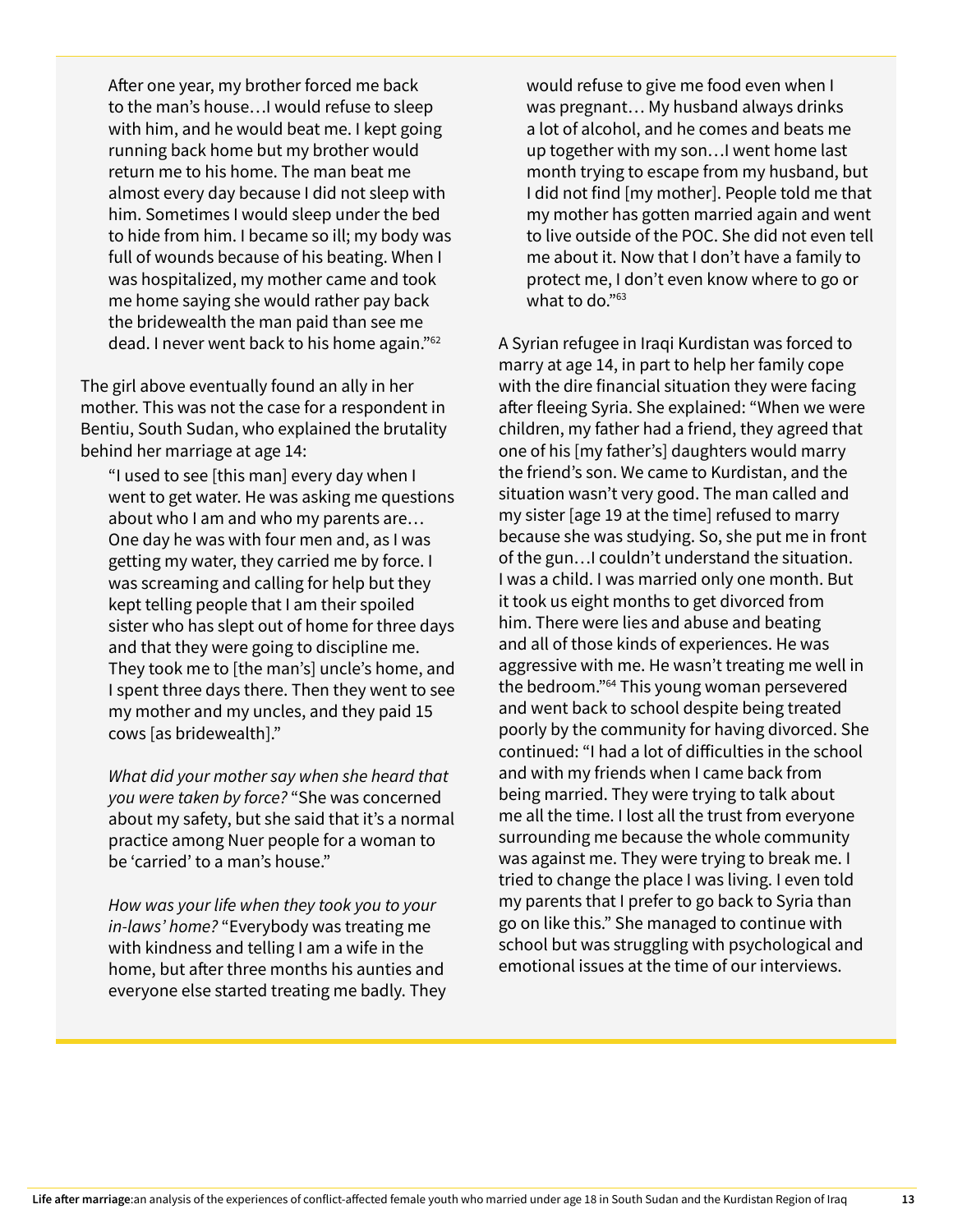After one year, my brother forced me back to the man's house…I would refuse to sleep with him, and he would beat me. I kept going running back home but my brother would return me to his home. The man beat me almost every day because I did not sleep with him. Sometimes I would sleep under the bed to hide from him. I became so ill; my body was full of wounds because of his beating. When I was hospitalized, my mother came and took me home saying she would rather pay back the bridewealth the man paid than see me dead. I never went back to his home again."[62]

The girl above eventually found an ally in her mother. This was not the case for a respondent in Bentiu, South Sudan, who explained the brutality behind her marriage at age 14:

"I used to see [this man] every day when I went to get water. He was asking me questions about who I am and who my parents are… One day he was with four men and, as I was getting my water, they carried me by force. I was screaming and calling for help but they kept telling people that I am their spoiled sister who has slept out of home for three days and that they were going to discipline me. They took me to [the man's] uncle's home, and I spent three days there. Then they went to see my mother and my uncles, and they paid 15 cows [as bridewealth]."

*What did your mother say when she heard that you were taken by force?* "She was concerned about my safety, but she said that it's a normal practice among Nuer people for a woman to be 'carried' to a man's house."

*How was your life when they took you to your in-laws' home?* "Everybody was treating me with kindness and telling I am a wife in the home, but after three months his aunties and everyone else started treating me badly. They would refuse to give me food even when I was pregnant… My husband always drinks a lot of alcohol, and he comes and beats me up together with my son…I went home last month trying to escape from my husband, but I did not find [my mother]. People told me that my mother has gotten married again and went to live outside of the POC. She did not even tell me about it. Now that I don't have a family to protect me, I don't even know where to go or what to do."[63]

A Syrian refugee in Iraqi Kurdistan was forced to marry at age 14, in part to help her family cope with the dire financial situation they were facing after fleeing Syria. She explained: "When we were children, my father had a friend, they agreed that one of his [my father's] daughters would marry the friend's son. We came to Kurdistan, and the situation wasn't very good. The man called and my sister [age 19 at the time] refused to marry because she was studying. So, she put me in front of the gun…I couldn't understand the situation. I was a child. I was married only one month. But it took us eight months to get divorced from him. There were lies and abuse and beating and all of those kinds of experiences. He was aggressive with me. He wasn't treating me well in the bedroom."[64] This young woman persevered and went back to school despite being treated poorly by the community for having divorced. She continued: "I had a lot of difficulties in the school and with my friends when I came back from being married. They were trying to talk about me all the time. I lost all the trust from everyone surrounding me because the whole community was against me. They were trying to break me. I tried to change the place I was living. I even told my parents that I prefer to go back to Syria than go on like this." She managed to continue with school but was struggling with psychological and emotional issues at the time of our interviews.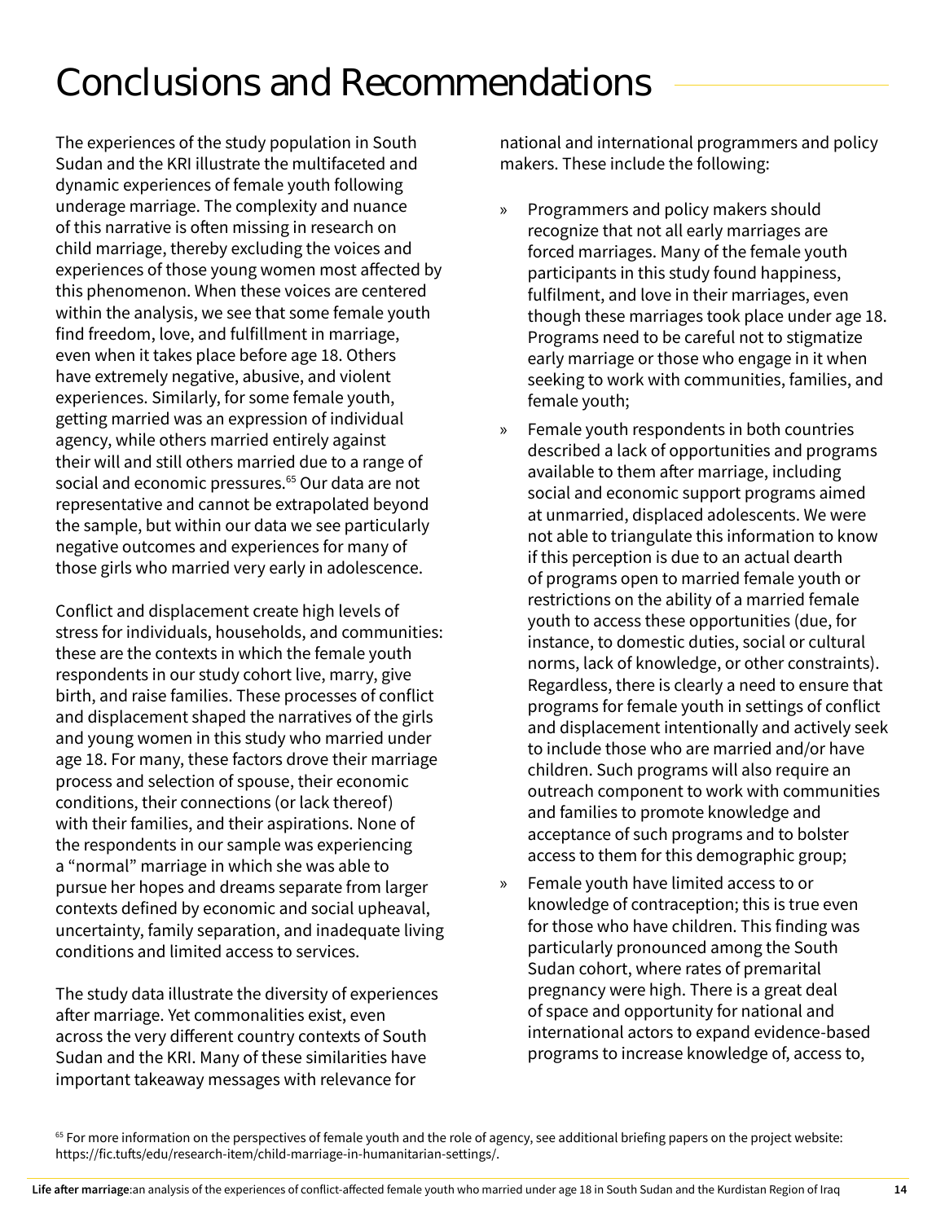# Conclusions and Recommendations

The experiences of the study population in South Sudan and the KRI illustrate the multifaceted and dynamic experiences of female youth following underage marriage. The complexity and nuance of this narrative is often missing in research on child marriage, thereby excluding the voices and experiences of those young women most affected by this phenomenon. When these voices are centered within the analysis, we see that some female youth find freedom, love, and fulfillment in marriage, even when it takes place before age 18. Others have extremely negative, abusive, and violent experiences. Similarly, for some female youth, getting married was an expression of individual agency, while others married entirely against their will and still others married due to a range of social and economic pressures.[65] Our data are not representative and cannot be extrapolated beyond the sample, but within our data we see particularly negative outcomes and experiences for many of those girls who married very early in adolescence.

Conflict and displacement create high levels of stress for individuals, households, and communities: these are the contexts in which the female youth respondents in our study cohort live, marry, give birth, and raise families. These processes of conflict and displacement shaped the narratives of the girls and young women in this study who married under age 18. For many, these factors drove their marriage process and selection of spouse, their economic conditions, their connections (or lack thereof) with their families, and their aspirations. None of the respondents in our sample was experiencing a "normal" marriage in which she was able to pursue her hopes and dreams separate from larger contexts defined by economic and social upheaval, uncertainty, family separation, and inadequate living conditions and limited access to services.

The study data illustrate the diversity of experiences after marriage. Yet commonalities exist, even across the very different country contexts of South Sudan and the KRI. Many of these similarities have important takeaway messages with relevance for national and international programmers and policy makers. These include the following:

- Programmers and policy makers should recognize that not all early marriages are forced marriages. Many of the female youth participants in this study found happiness, fulfilment, and love in their marriages, even though these marriages took place under age 18. Programs need to be careful not to stigmatize early marriage or those who engage in it when seeking to work with communities, families, and female youth;
- Female youth respondents in both countries described a lack of opportunities and programs available to them after marriage, including social and economic support programs aimed at unmarried, displaced adolescents. We were not able to triangulate this information to know if this perception is due to an actual dearth of programs open to married female youth or restrictions on the ability of a married female youth to access these opportunities (due, for instance, to domestic duties, social or cultural norms, lack of knowledge, or other constraints). Regardless, there is clearly a need to ensure that programs for female youth in settings of conflict and displacement intentionally and actively seek to include those who are married and/or have children. Such programs will also require an outreach component to work with communities and families to promote knowledge and acceptance of such programs and to bolster access to them for this demographic group;
- Female youth have limited access to or knowledge of contraception; this is true even for those who have children. This finding was particularly pronounced among the South Sudan cohort, where rates of premarital pregnancy were high. There is a great deal of space and opportunity for national and international actors to expand evidence-based programs to increase knowledge of, access to,

[65] For more information on the perspectives of female youth and the role of agency, see additional briefing papers on the project website: https://fic.tufts/edu/research-item/child-marriage-in-humanitarian-settings/.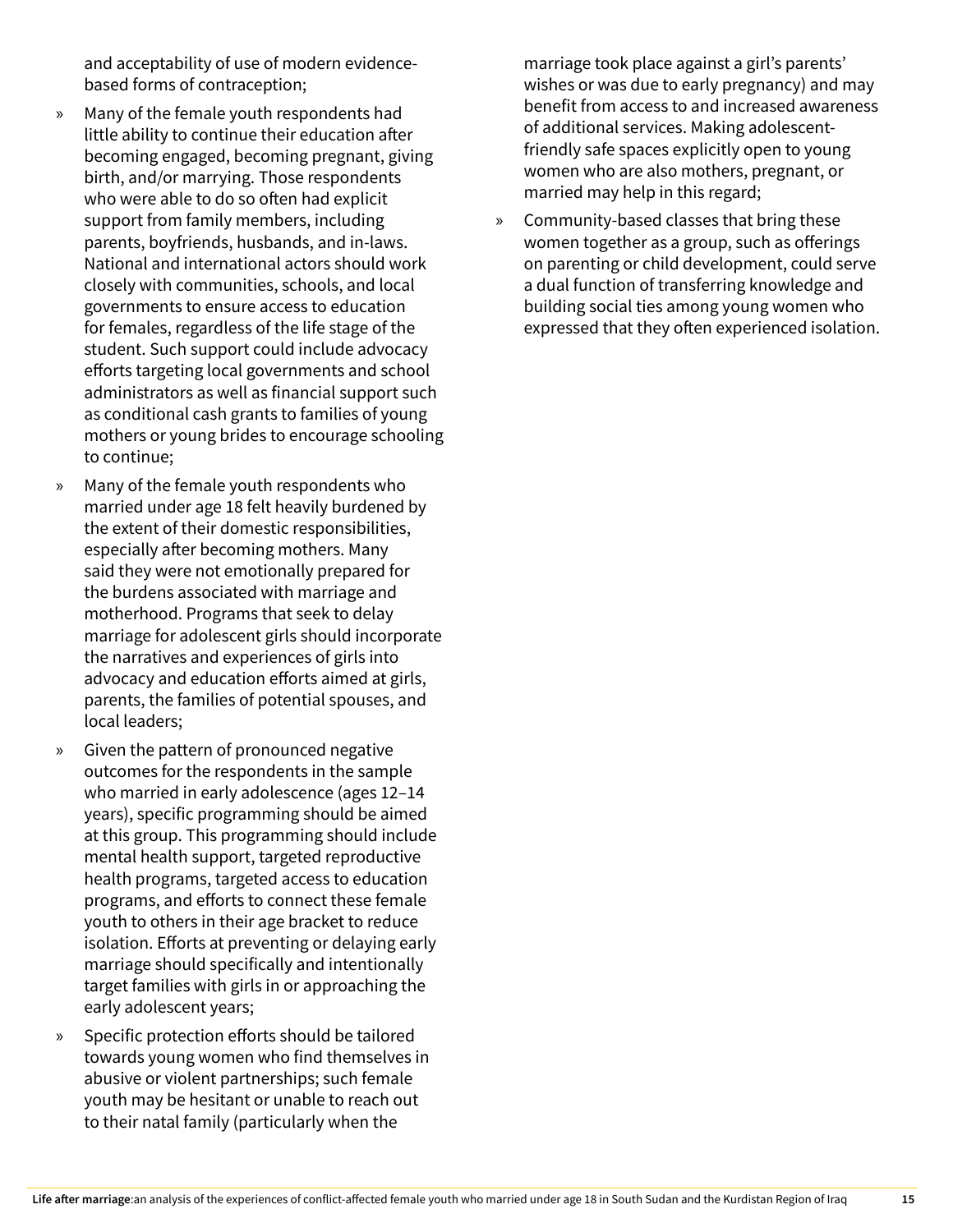and acceptability of use of modern evidence-based forms of contraception;

- Many of the female youth respondents had little ability to continue their education after becoming engaged, becoming pregnant, giving birth, and/or marrying. Those respondents who were able to do so often had explicit support from family members, including parents, boyfriends, husbands, and in-laws. National and international actors should work closely with communities, schools, and local governments to ensure access to education for females, regardless of the life stage of the student. Such support could include advocacy efforts targeting local governments and school administrators as well as financial support such as conditional cash grants to families of young mothers or young brides to encourage schooling to continue;
- Many of the female youth respondents who married under age 18 felt heavily burdened by the extent of their domestic responsibilities, especially after becoming mothers. Many said they were not emotionally prepared for the burdens associated with marriage and motherhood. Programs that seek to delay marriage for adolescent girls should incorporate the narratives and experiences of girls into advocacy and education efforts aimed at girls, parents, the families of potential spouses, and local leaders;
- Given the pattern of pronounced negative outcomes for the respondents in the sample who married in early adolescence (ages 12–14 years), specific programming should be aimed at this group. This programming should include mental health support, targeted reproductive health programs, targeted access to education programs, and efforts to connect these female youth to others in their age bracket to reduce isolation. Efforts at preventing or delaying early marriage should specifically and intentionally target families with girls in or approaching the early adolescent years;
- Specific protection efforts should be tailored towards young women who find themselves in abusive or violent partnerships; such female youth may be hesitant or unable to reach out to their natal family (particularly when the marriage took place against a girl's parents' wishes or was due to early pregnancy) and may benefit from access to and increased awareness of additional services. Making adolescent-friendly safe spaces explicitly open to young women who are also mothers, pregnant, or married may help in this regard;
- Community-based classes that bring these women together as a group, such as offerings on parenting or child development, could serve a dual function of transferring knowledge and building social ties among young women who expressed that they often experienced isolation.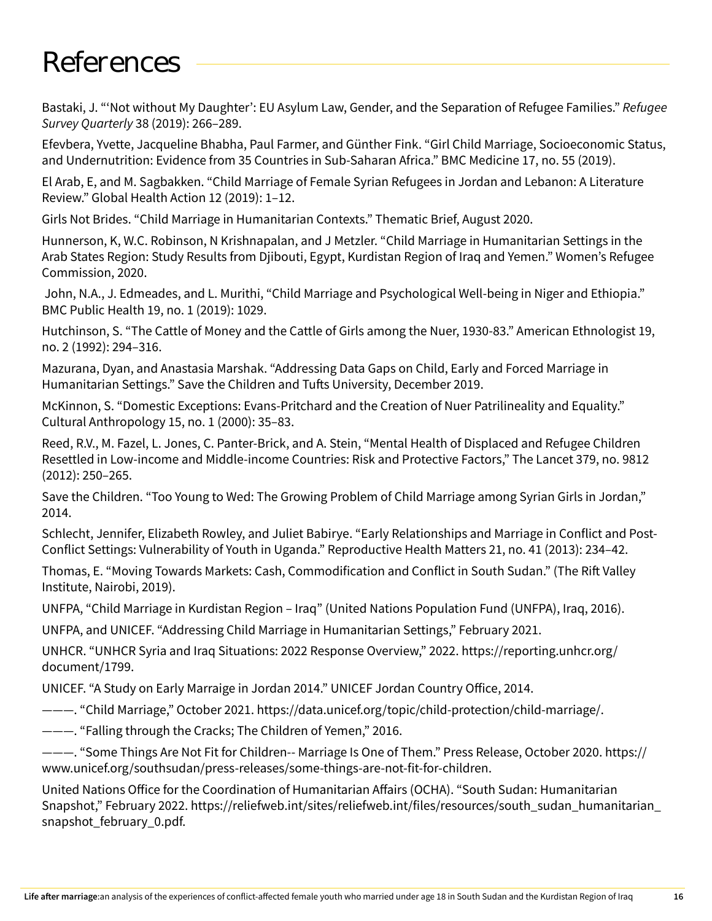# References

Bastaki, J. "'Not without My Daughter': EU Asylum Law, Gender, and the Separation of Refugee Families." *Refugee Survey Quarterly* 38 (2019): 266–289.

Efevbera, Yvette, Jacqueline Bhabha, Paul Farmer, and Günther Fink. "Girl Child Marriage, Socioeconomic Status, and Undernutrition: Evidence from 35 Countries in Sub-Saharan Africa." BMC Medicine 17, no. 55 (2019).

El Arab, E, and M. Sagbakken. "Child Marriage of Female Syrian Refugees in Jordan and Lebanon: A Literature Review." Global Health Action 12 (2019): 1–12.

Girls Not Brides. "Child Marriage in Humanitarian Contexts." Thematic Brief, August 2020.

Hunnerson, K, W.C. Robinson, N Krishnapalan, and J Metzler. "Child Marriage in Humanitarian Settings in the Arab States Region: Study Results from Djibouti, Egypt, Kurdistan Region of Iraq and Yemen." Women's Refugee Commission, 2020.

John, N.A., J. Edmeades, and L. Murithi, "Child Marriage and Psychological Well-being in Niger and Ethiopia." BMC Public Health 19, no. 1 (2019): 1029.

Hutchinson, S. "The Cattle of Money and the Cattle of Girls among the Nuer, 1930-83." American Ethnologist 19, no. 2 (1992): 294–316.

Mazurana, Dyan, and Anastasia Marshak. "Addressing Data Gaps on Child, Early and Forced Marriage in Humanitarian Settings." Save the Children and Tufts University, December 2019.

McKinnon, S. "Domestic Exceptions: Evans-Pritchard and the Creation of Nuer Patrilineality and Equality." Cultural Anthropology 15, no. 1 (2000): 35–83.

Reed, R.V., M. Fazel, L. Jones, C. Panter-Brick, and A. Stein, "Mental Health of Displaced and Refugee Children Resettled in Low-income and Middle-income Countries: Risk and Protective Factors," The Lancet 379, no. 9812 (2012): 250–265.

Save the Children. "Too Young to Wed: The Growing Problem of Child Marriage among Syrian Girls in Jordan," 2014.

Schlecht, Jennifer, Elizabeth Rowley, and Juliet Babirye. "Early Relationships and Marriage in Conflict and Post-Conflict Settings: Vulnerability of Youth in Uganda." Reproductive Health Matters 21, no. 41 (2013): 234–42.

Thomas, E. "Moving Towards Markets: Cash, Commodification and Conflict in South Sudan." (The Rift Valley Institute, Nairobi, 2019).

UNFPA, "Child Marriage in Kurdistan Region – Iraq" (United Nations Population Fund (UNFPA), Iraq, 2016).

UNFPA, and UNICEF. "Addressing Child Marriage in Humanitarian Settings," February 2021.

UNHCR. "UNHCR Syria and Iraq Situations: 2022 Response Overview," 2022. https://reporting.unhcr.org/document/1799.

UNICEF. "A Study on Early Marraige in Jordan 2014." UNICEF Jordan Country Office, 2014.

———. "Child Marriage," October 2021. https://data.unicef.org/topic/child-protection/child-marriage/.

———. "Falling through the Cracks; The Children of Yemen," 2016.

———. "Some Things Are Not Fit for Children-- Marriage Is One of Them." Press Release, October 2020. https://www.unicef.org/southsudan/press-releases/some-things-are-not-fit-for-children.

United Nations Office for the Coordination of Humanitarian Affairs (OCHA). "South Sudan: Humanitarian Snapshot," February 2022. https://reliefweb.int/sites/reliefweb.int/files/resources/south_sudan_humanitarian_snapshot_february_0.pdf.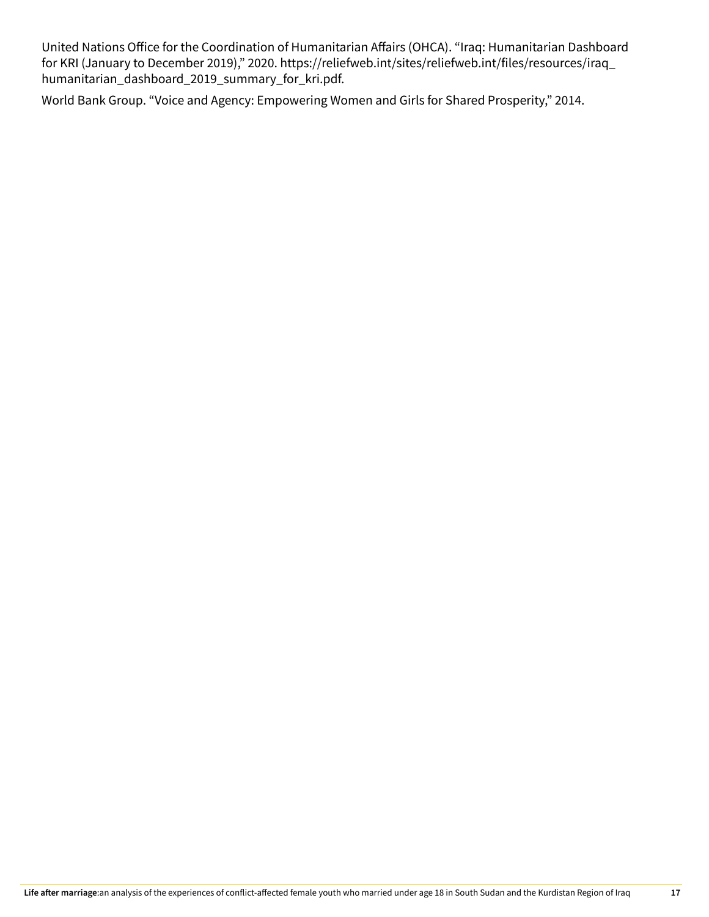United Nations Office for the Coordination of Humanitarian Affairs (OHCA). "Iraq: Humanitarian Dashboard for KRI (January to December 2019)," 2020. https://reliefweb.int/sites/reliefweb.int/files/resources/iraq_humanitarian_dashboard_2019_summary_for_kri.pdf.

World Bank Group. "Voice and Agency: Empowering Women and Girls for Shared Prosperity," 2014.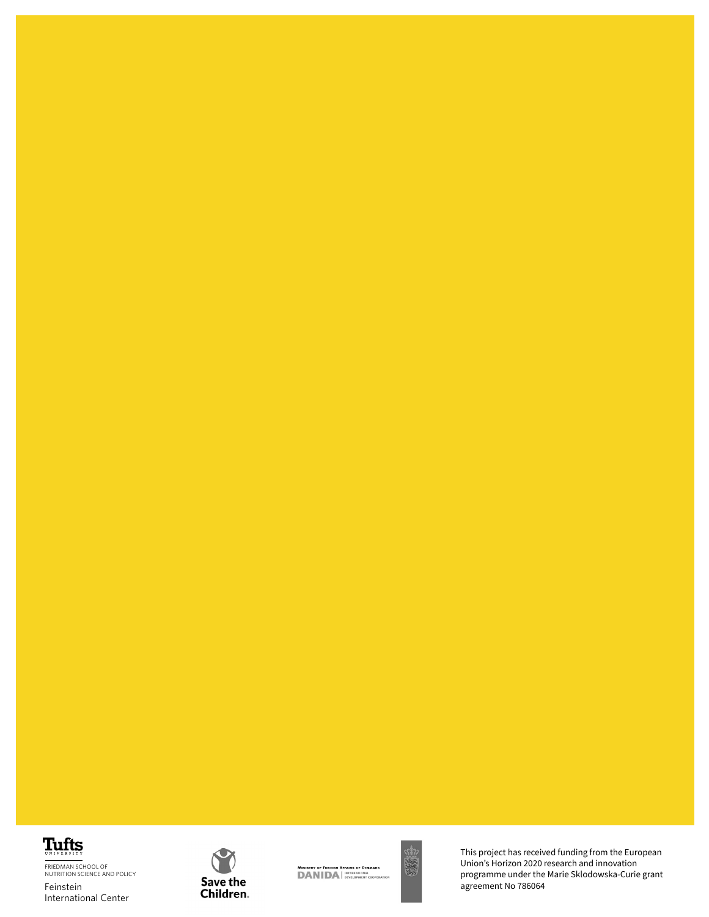Tufts UNIVERSITY

FRIEDMAN SCHOOL OF NUTRITION SCIENCE AND POLICY

Feinstein International Center

Save the Children.

MINISTRY OF FOREIGN AFFAIRS OF DENMARK

DANIDA | INTERNATIONAL DEVELOPMENT COOPERATION

This project has received funding from the European Union's Horizon 2020 research and innovation programme under the Marie Sklodowska-Curie grant agreement No 786064